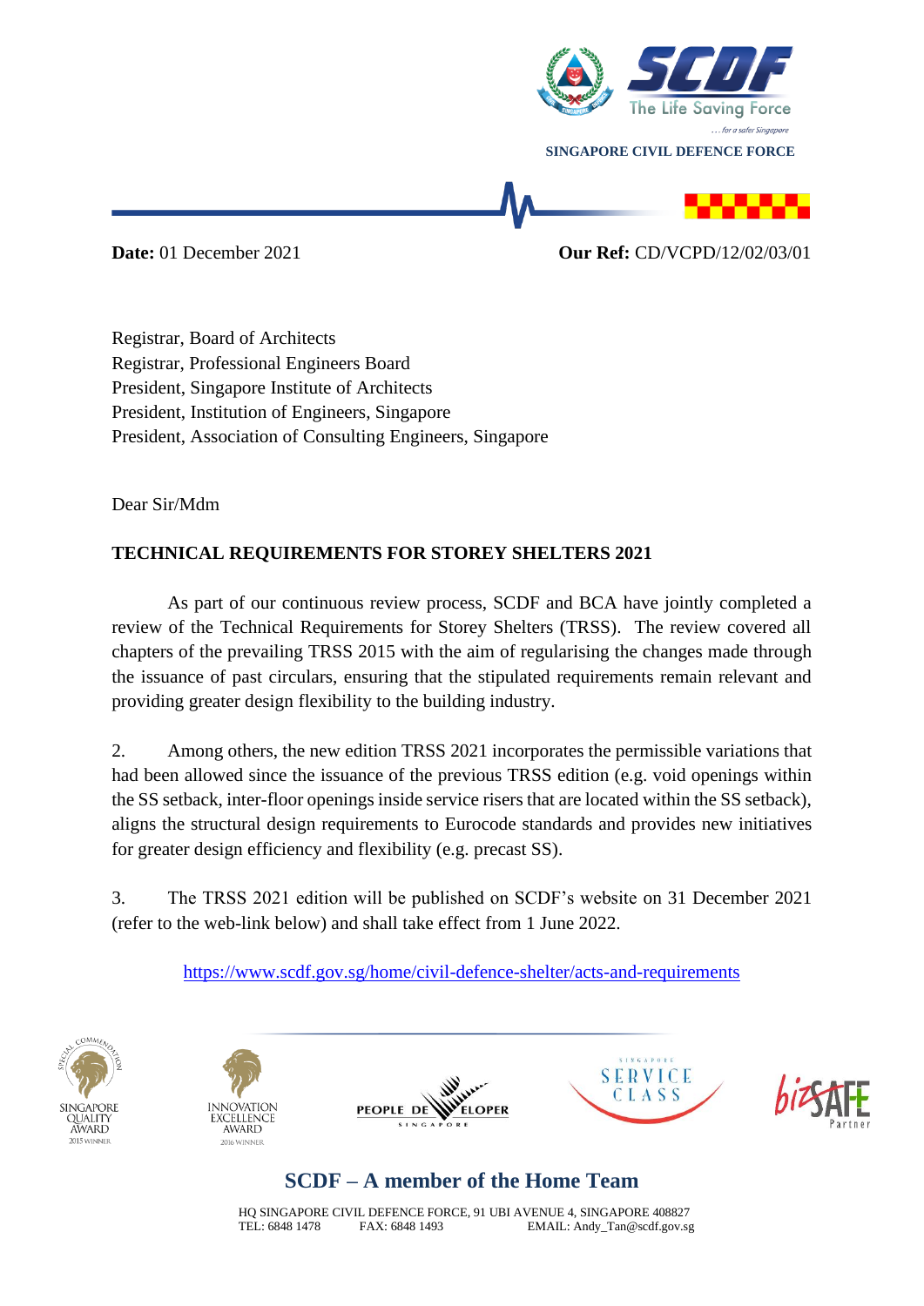SINGAPORE CIVIL DEFENCE FORCE

**Date:** 01 December 2021 **Our Ref:** CD/VCPD/12/02/03/01

Registrar, Board of Architects
Registrar, Professional Engineers Board
President, Singapore Institute of Architects
President, Institution of Engineers, Singapore
President, Association of Consulting Engineers, Singapore

Dear Sir/Mdm

**TECHNICAL REQUIREMENTS FOR STOREY SHELTERS 2021**

As part of our continuous review process, SCDF and BCA have jointly completed a review of the Technical Requirements for Storey Shelters (TRSS). The review covered all chapters of the prevailing TRSS 2015 with the aim of regularising the changes made through the issuance of past circulars, ensuring that the stipulated requirements remain relevant and providing greater design flexibility to the building industry.

2. Among others, the new edition TRSS 2021 incorporates the permissible variations that had been allowed since the issuance of the previous TRSS edition (e.g. void openings within the SS setback, inter-floor openings inside service risers that are located within the SS setback), aligns the structural design requirements to Eurocode standards and provides new initiatives for greater design efficiency and flexibility (e.g. precast SS).

3. The TRSS 2021 edition will be published on SCDF's website on 31 December 2021 (refer to the web-link below) and shall take effect from 1 June 2022.

https://www.scdf.gov.sg/home/civil-defence-shelter/acts-and-requirements

**SCDF – A member of the Home Team**

HQ SINGAPORE CIVIL DEFENCE FORCE, 91 UBI AVENUE 4, SINGAPORE 408827
TEL: 6848 1478 FAX: 6848 1493 EMAIL: Andy_Tan@scdf.gov.sg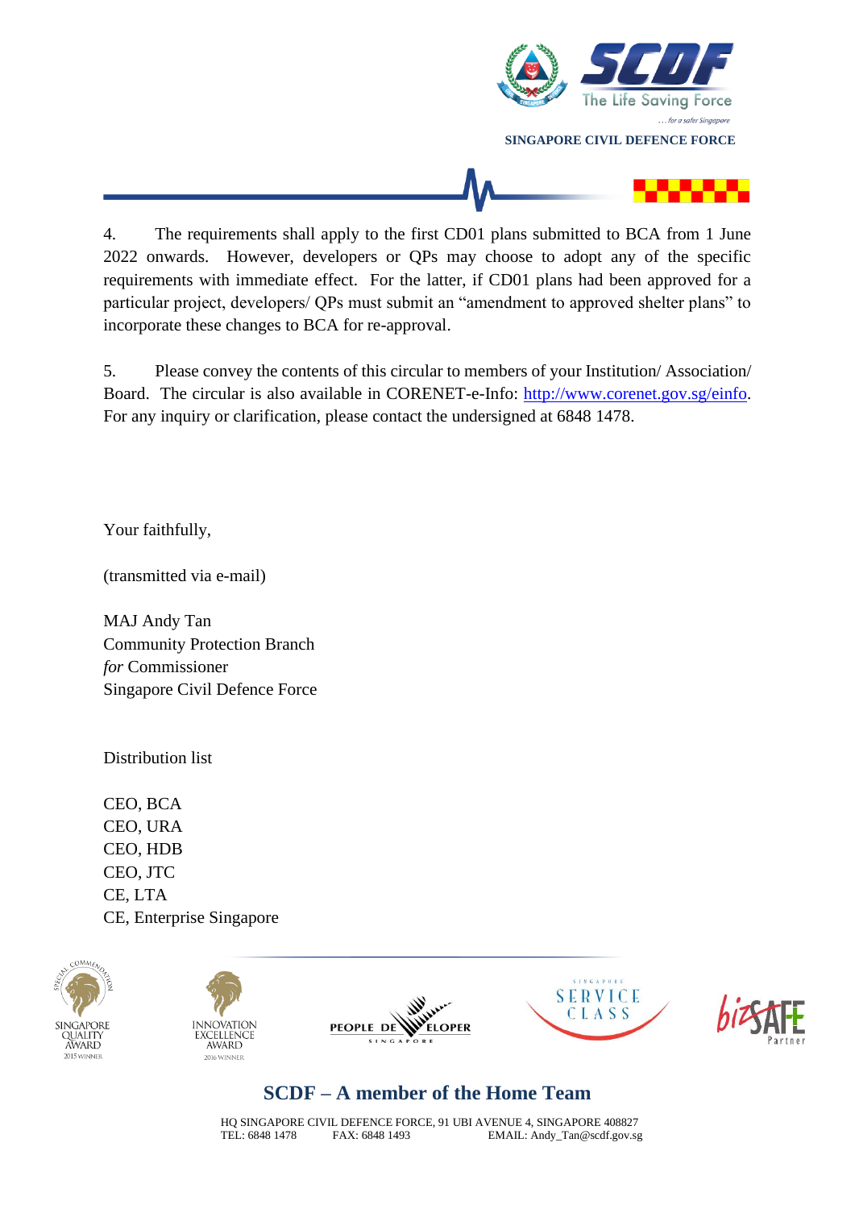4. The requirements shall apply to the first CD01 plans submitted to BCA from 1 June 2022 onwards. However, developers or QPs may choose to adopt any of the specific requirements with immediate effect. For the latter, if CD01 plans had been approved for a particular project, developers/ QPs must submit an "amendment to approved shelter plans" to incorporate these changes to BCA for re-approval.

5. Please convey the contents of this circular to members of your Institution/ Association/ Board. The circular is also available in CORENET-e-Info: http://www.corenet.gov.sg/einfo. For any inquiry or clarification, please contact the undersigned at 6848 1478.

Your faithfully,

(transmitted via e-mail)

MAJ Andy Tan
Community Protection Branch
*for* Commissioner
Singapore Civil Defence Force

Distribution list

CEO, BCA
CEO, URA
CEO, HDB
CEO, JTC
CE, LTA
CE, Enterprise Singapore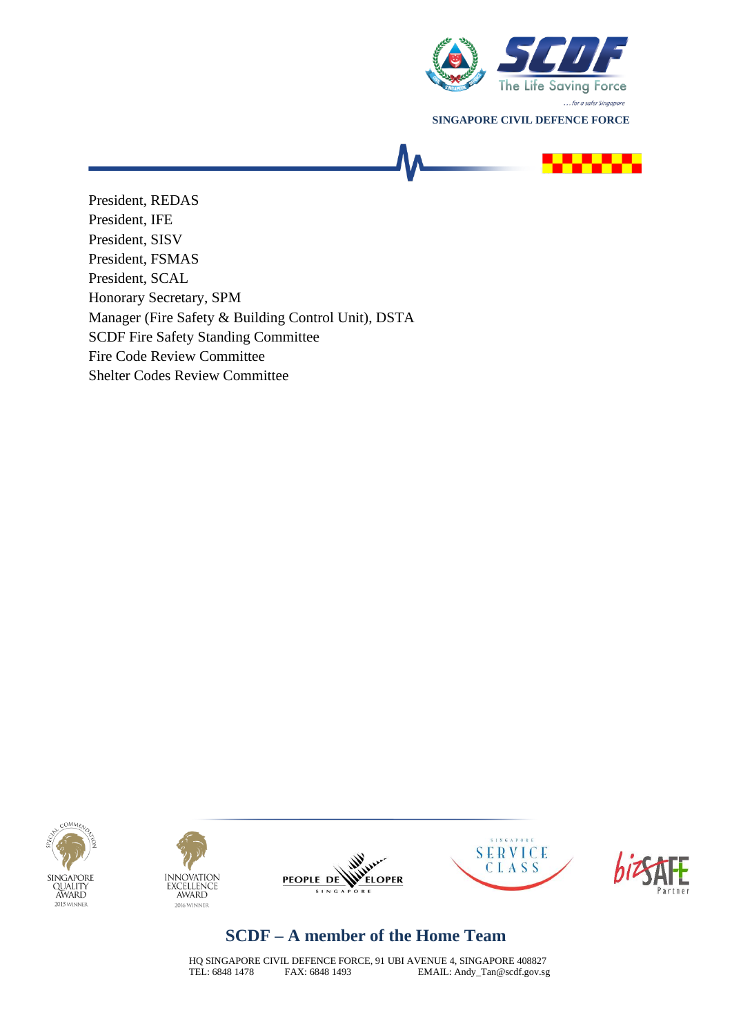President, REDAS
President, IFE
President, SISV
President, FSMAS
President, SCAL
Honorary Secretary, SPM
Manager (Fire Safety & Building Control Unit), DSTA
SCDF Fire Safety Standing Committee
Fire Code Review Committee
Shelter Codes Review Committee